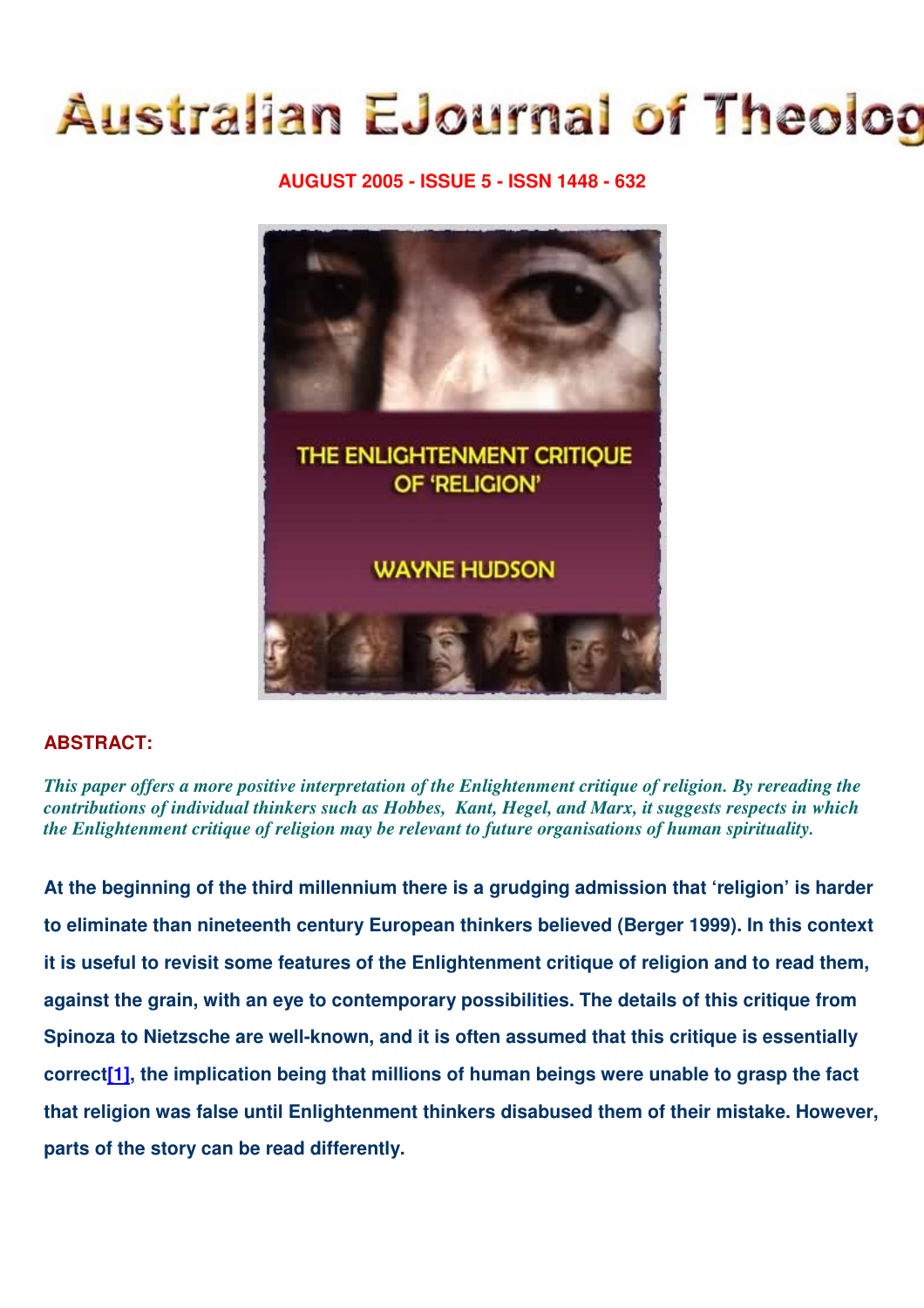# Australian EJournal of Theology

**AUGUST 2005 - ISSUE 5 - ISSN 1448 - 632**

THE ENLIGHTENMENT CRITIQUE OF 'RELIGION'

WAYNE HUDSON

**ABSTRACT:**

*This paper offers a more positive interpretation of the Enlightenment critique of religion. By rereading the contributions of individual thinkers such as Hobbes, Kant, Hegel, and Marx, it suggests respects in which the Enlightenment critique of religion may be relevant to future organisations of human spirituality.*

**At the beginning of the third millennium there is a grudging admission that 'religion' is harder to eliminate than nineteenth century European thinkers believed (Berger 1999). In this context it is useful to revisit some features of the Enlightenment critique of religion and to read them, against the grain, with an eye to contemporary possibilities. The details of this critique from Spinoza to Nietzsche are well-known, and it is often assumed that this critique is essentially correct[1], the implication being that millions of human beings were unable to grasp the fact that religion was false until Enlightenment thinkers disabused them of their mistake. However, parts of the story can be read differently.**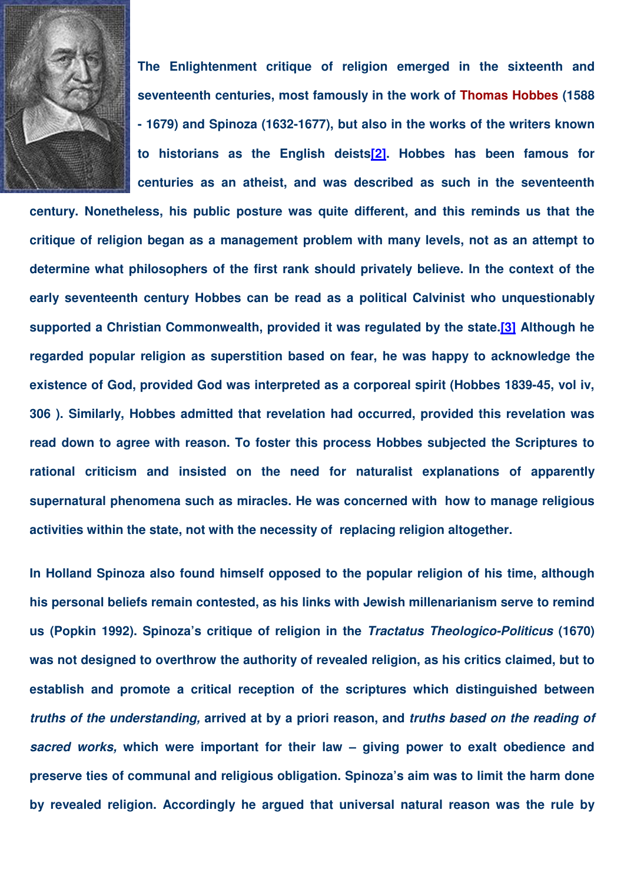The Enlightenment critique of religion emerged in the sixteenth and seventeenth centuries, most famously in the work of Thomas Hobbes (1588 - 1679) and Spinoza (1632-1677), but also in the works of the writers known to historians as the English deists[2]. Hobbes has been famous for centuries as an atheist, and was described as such in the seventeenth century. Nonetheless, his public posture was quite different, and this reminds us that the critique of religion began as a management problem with many levels, not as an attempt to determine what philosophers of the first rank should privately believe. In the context of the early seventeenth century Hobbes can be read as a political Calvinist who unquestionably supported a Christian Commonwealth, provided it was regulated by the state.[3] Although he regarded popular religion as superstition based on fear, he was happy to acknowledge the existence of God, provided God was interpreted as a corporeal spirit (Hobbes 1839-45, vol iv, 306 ). Similarly, Hobbes admitted that revelation had occurred, provided this revelation was read down to agree with reason. To foster this process Hobbes subjected the Scriptures to rational criticism and insisted on the need for naturalist explanations of apparently supernatural phenomena such as miracles. He was concerned with how to manage religious activities within the state, not with the necessity of replacing religion altogether.

In Holland Spinoza also found himself opposed to the popular religion of his time, although his personal beliefs remain contested, as his links with Jewish millenarianism serve to remind us (Popkin 1992). Spinoza's critique of religion in the *Tractatus Theologico-Politicus* (1670) was not designed to overthrow the authority of revealed religion, as his critics claimed, but to establish and promote a critical reception of the scriptures which distinguished between *truths of the understanding,* arrived at by a priori reason, and *truths based on the reading of sacred works,* which were important for their law – giving power to exalt obedience and preserve ties of communal and religious obligation. Spinoza's aim was to limit the harm done by revealed religion. Accordingly he argued that universal natural reason was the rule by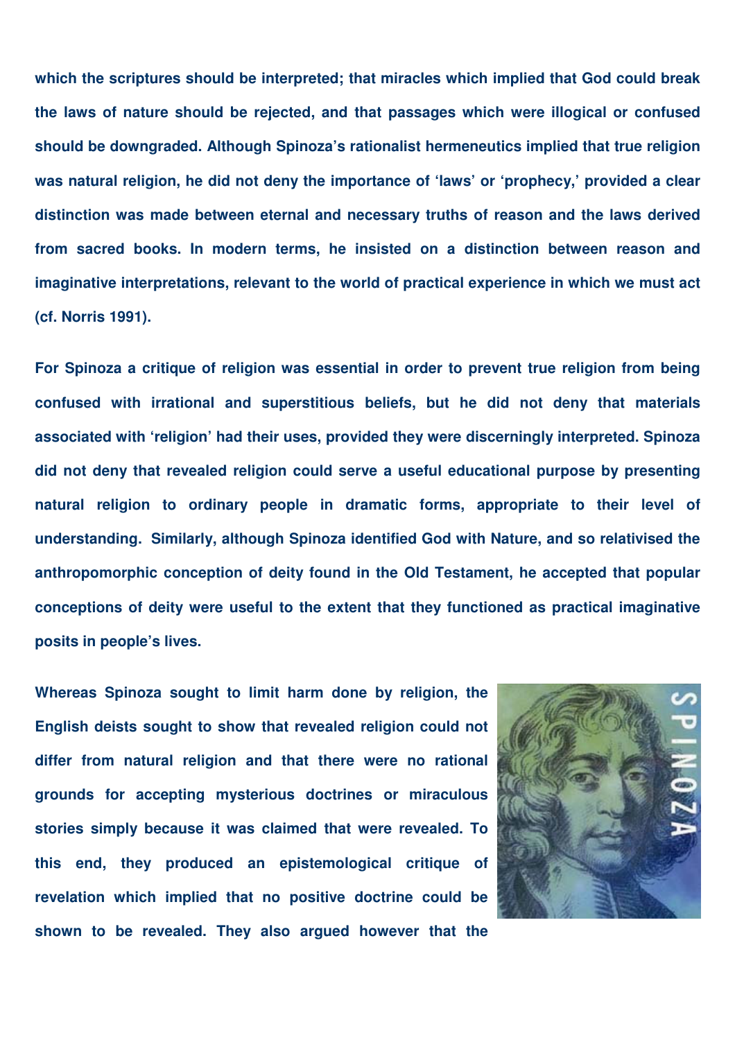which the scriptures should be interpreted; that miracles which implied that God could break the laws of nature should be rejected, and that passages which were illogical or confused should be downgraded. Although Spinoza's rationalist hermeneutics implied that true religion was natural religion, he did not deny the importance of 'laws' or 'prophecy,' provided a clear distinction was made between eternal and necessary truths of reason and the laws derived from sacred books. In modern terms, he insisted on a distinction between reason and imaginative interpretations, relevant to the world of practical experience in which we must act (cf. Norris 1991).

For Spinoza a critique of religion was essential in order to prevent true religion from being confused with irrational and superstitious beliefs, but he did not deny that materials associated with 'religion' had their uses, provided they were discerningly interpreted. Spinoza did not deny that revealed religion could serve a useful educational purpose by presenting natural religion to ordinary people in dramatic forms, appropriate to their level of understanding. Similarly, although Spinoza identified God with Nature, and so relativised the anthropomorphic conception of deity found in the Old Testament, he accepted that popular conceptions of deity were useful to the extent that they functioned as practical imaginative posits in people's lives.

Whereas Spinoza sought to limit harm done by religion, the English deists sought to show that revealed religion could not differ from natural religion and that there were no rational grounds for accepting mysterious doctrines or miraculous stories simply because it was claimed that were revealed. To this end, they produced an epistemological critique of revelation which implied that no positive doctrine could be shown to be revealed. They also argued however that the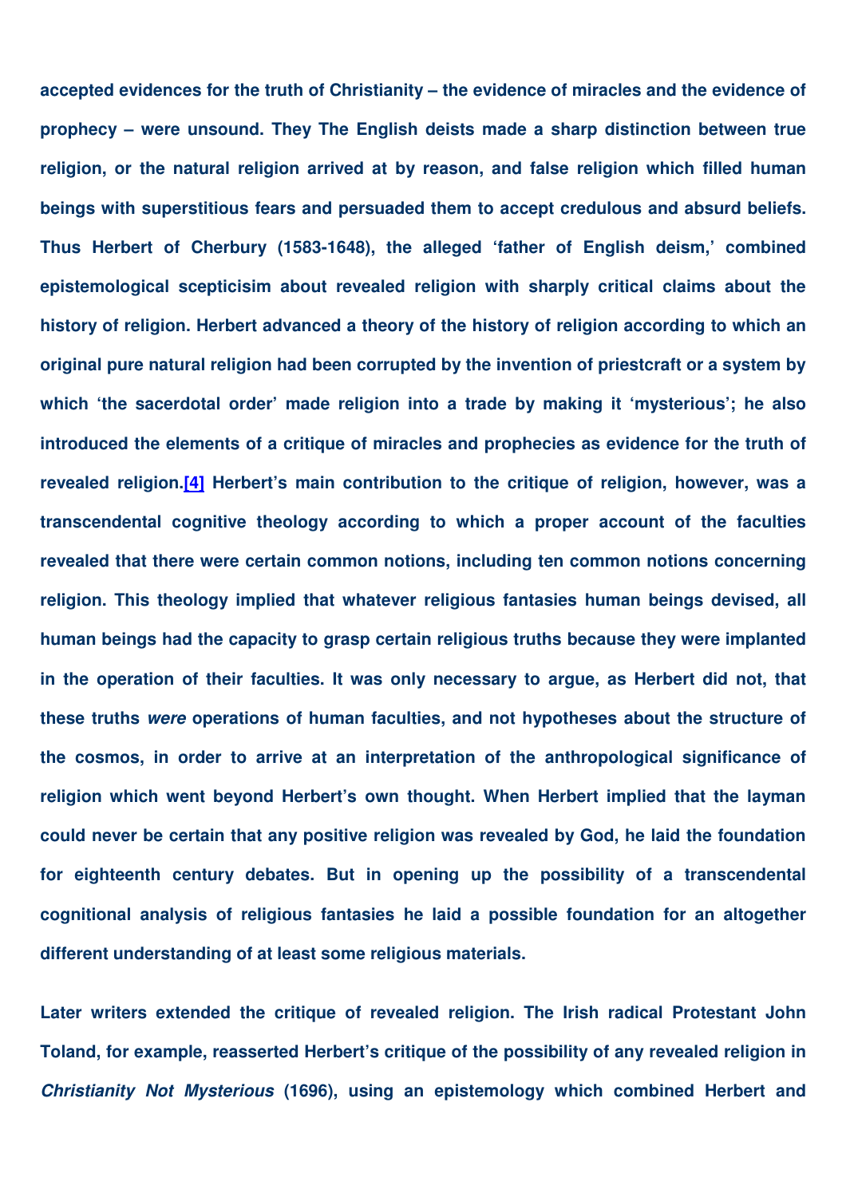accepted evidences for the truth of Christianity – the evidence of miracles and the evidence of prophecy – were unsound. They The English deists made a sharp distinction between true religion, or the natural religion arrived at by reason, and false religion which filled human beings with superstitious fears and persuaded them to accept credulous and absurd beliefs. Thus Herbert of Cherbury (1583-1648), the alleged 'father of English deism,' combined epistemological scepticisim about revealed religion with sharply critical claims about the history of religion. Herbert advanced a theory of the history of religion according to which an original pure natural religion had been corrupted by the invention of priestcraft or a system by which 'the sacerdotal order' made religion into a trade by making it 'mysterious'; he also introduced the elements of a critique of miracles and prophecies as evidence for the truth of revealed religion.[4] Herbert's main contribution to the critique of religion, however, was a transcendental cognitive theology according to which a proper account of the faculties revealed that there were certain common notions, including ten common notions concerning religion. This theology implied that whatever religious fantasies human beings devised, all human beings had the capacity to grasp certain religious truths because they were implanted in the operation of their faculties. It was only necessary to argue, as Herbert did not, that these truths *were* operations of human faculties, and not hypotheses about the structure of the cosmos, in order to arrive at an interpretation of the anthropological significance of religion which went beyond Herbert's own thought. When Herbert implied that the layman could never be certain that any positive religion was revealed by God, he laid the foundation for eighteenth century debates. But in opening up the possibility of a transcendental cognitional analysis of religious fantasies he laid a possible foundation for an altogether different understanding of at least some religious materials.

Later writers extended the critique of revealed religion. The Irish radical Protestant John Toland, for example, reasserted Herbert's critique of the possibility of any revealed religion in *Christianity Not Mysterious* (1696), using an epistemology which combined Herbert and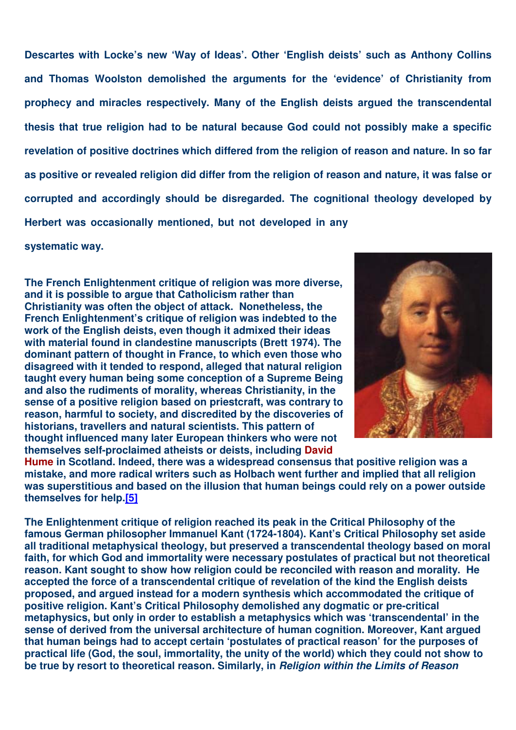**Descartes with Locke's new 'Way of Ideas'. Other 'English deists' such as Anthony Collins and Thomas Woolston demolished the arguments for the 'evidence' of Christianity from prophecy and miracles respectively. Many of the English deists argued the transcendental thesis that true religion had to be natural because God could not possibly make a specific revelation of positive doctrines which differed from the religion of reason and nature. In so far as positive or revealed religion did differ from the religion of reason and nature, it was false or corrupted and accordingly should be disregarded. The cognitional theology developed by Herbert was occasionally mentioned, but not developed in any systematic way.**

**The French Enlightenment critique of religion was more diverse, and it is possible to argue that Catholicism rather than Christianity was often the object of attack. Nonetheless, the French Enlightenment's critique of religion was indebted to the work of the English deists, even though it admixed their ideas with material found in clandestine manuscripts (Brett 1974). The dominant pattern of thought in France, to which even those who disagreed with it tended to respond, alleged that natural religion taught every human being some conception of a Supreme Being and also the rudiments of morality, whereas Christianity, in the sense of a positive religion based on priestcraft, was contrary to reason, harmful to society, and discredited by the discoveries of historians, travellers and natural scientists. This pattern of thought influenced many later European thinkers who were not themselves self-proclaimed atheists or deists, including David Hume in Scotland. Indeed, there was a widespread consensus that positive religion was a mistake, and more radical writers such as Holbach went further and implied that all religion was superstitious and based on the illusion that human beings could rely on a power outside themselves for help.[5]**

**The Enlightenment critique of religion reached its peak in the Critical Philosophy of the famous German philosopher Immanuel Kant (1724-1804). Kant's Critical Philosophy set aside all traditional metaphysical theology, but preserved a transcendental theology based on moral faith, for which God and immortality were necessary postulates of practical but not theoretical reason. Kant sought to show how religion could be reconciled with reason and morality. He accepted the force of a transcendental critique of revelation of the kind the English deists proposed, and argued instead for a modern synthesis which accommodated the critique of positive religion. Kant's Critical Philosophy demolished any dogmatic or pre-critical metaphysics, but only in order to establish a metaphysics which was 'transcendental' in the sense of derived from the universal architecture of human cognition. Moreover, Kant argued that human beings had to accept certain 'postulates of practical reason' for the purposes of practical life (God, the soul, immortality, the unity of the world) which they could not show to be true by resort to theoretical reason. Similarly, in *Religion within the Limits of Reason***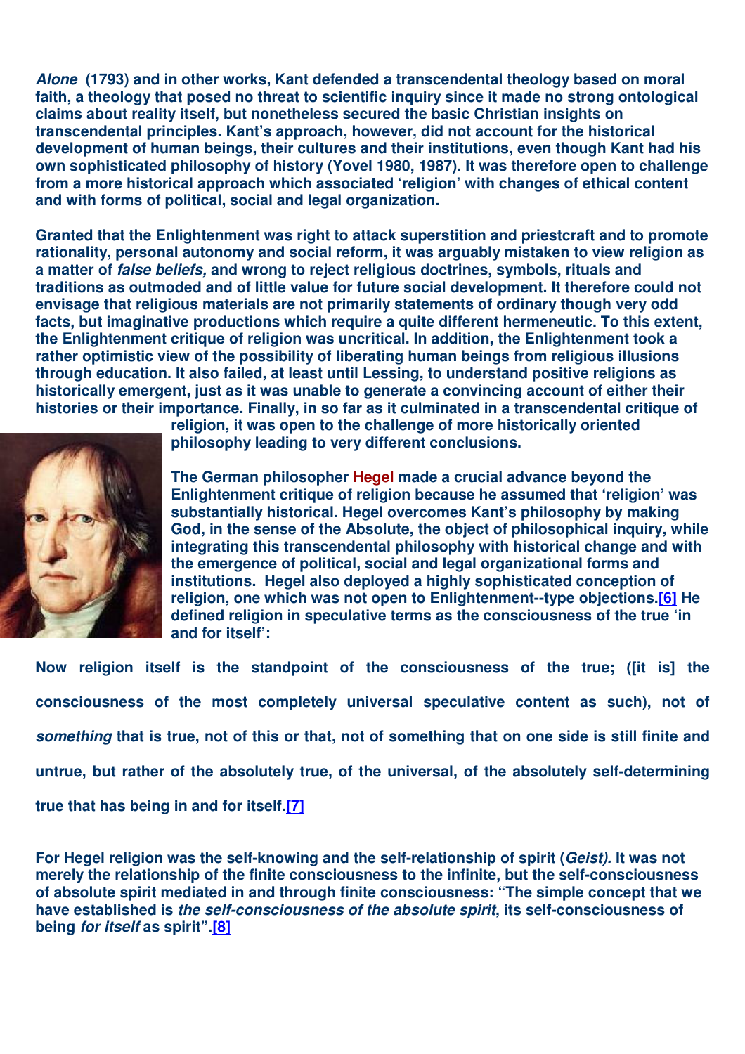*Alone* (1793) and in other works, Kant defended a transcendental theology based on moral faith, a theology that posed no threat to scientific inquiry since it made no strong ontological claims about reality itself, but nonetheless secured the basic Christian insights on transcendental principles. Kant's approach, however, did not account for the historical development of human beings, their cultures and their institutions, even though Kant had his own sophisticated philosophy of history (Yovel 1980, 1987). It was therefore open to challenge from a more historical approach which associated 'religion' with changes of ethical content and with forms of political, social and legal organization.

Granted that the Enlightenment was right to attack superstition and priestcraft and to promote rationality, personal autonomy and social reform, it was arguably mistaken to view religion as a matter of *false beliefs,* and wrong to reject religious doctrines, symbols, rituals and traditions as outmoded and of little value for future social development. It therefore could not envisage that religious materials are not primarily statements of ordinary though very odd facts, but imaginative productions which require a quite different hermeneutic. To this extent, the Enlightenment critique of religion was uncritical. In addition, the Enlightenment took a rather optimistic view of the possibility of liberating human beings from religious illusions through education. It also failed, at least until Lessing, to understand positive religions as historically emergent, just as it was unable to generate a convincing account of either their histories or their importance. Finally, in so far as it culminated in a transcendental critique of religion, it was open to the challenge of more historically oriented philosophy leading to very different conclusions.

The German philosopher Hegel made a crucial advance beyond the Enlightenment critique of religion because he assumed that 'religion' was substantially historical. Hegel overcomes Kant's philosophy by making God, in the sense of the Absolute, the object of philosophical inquiry, while integrating this transcendental philosophy with historical change and with the emergence of political, social and legal organizational forms and institutions. Hegel also deployed a highly sophisticated conception of religion, one which was not open to Enlightenment--type objections.[6] He defined religion in speculative terms as the consciousness of the true 'in and for itself':

> Now religion itself is the standpoint of the consciousness of the true; ([it is] the consciousness of the most completely universal speculative content as such), not of *something* that is true, not of this or that, not of something that on one side is still finite and untrue, but rather of the absolutely true, of the universal, of the absolutely self-determining true that has being in and for itself.[7]

For Hegel religion was the self-knowing and the self-relationship of spirit (*Geist).* It was not merely the relationship of the finite consciousness to the infinite, but the self-consciousness of absolute spirit mediated in and through finite consciousness: "The simple concept that we have established is *the self-consciousness of the absolute spirit*, its self-consciousness of being *for itself* as spirit".[8]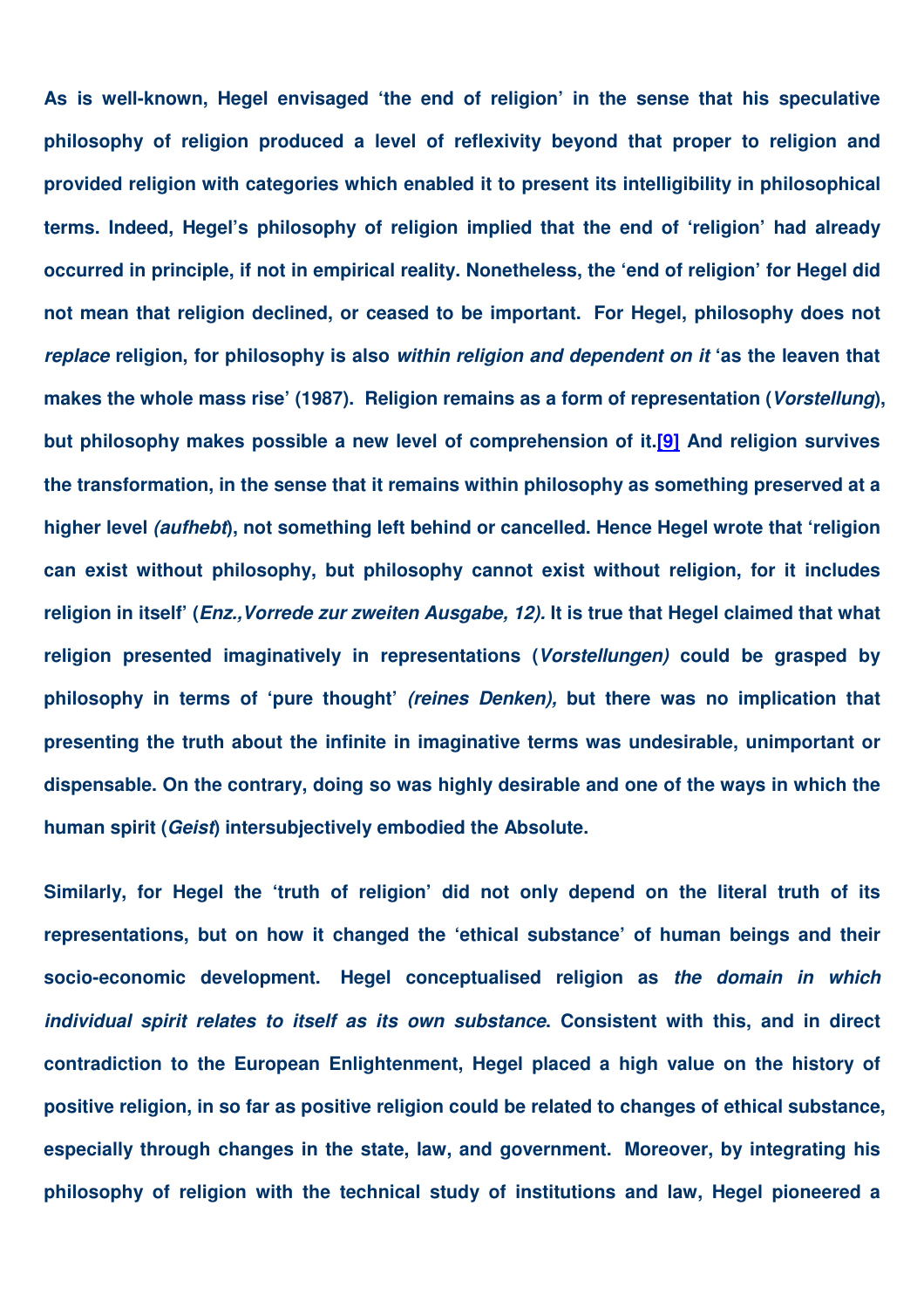As is well-known, Hegel envisaged 'the end of religion' in the sense that his speculative philosophy of religion produced a level of reflexivity beyond that proper to religion and provided religion with categories which enabled it to present its intelligibility in philosophical terms. Indeed, Hegel's philosophy of religion implied that the end of 'religion' had already occurred in principle, if not in empirical reality. Nonetheless, the 'end of religion' for Hegel did not mean that religion declined, or ceased to be important. For Hegel, philosophy does not *replace* religion, for philosophy is also *within religion and dependent on it* 'as the leaven that makes the whole mass rise' (1987). Religion remains as a form of representation (*Vorstellung*), but philosophy makes possible a new level of comprehension of it.[9] And religion survives the transformation, in the sense that it remains within philosophy as something preserved at a higher level *(aufhebt*), not something left behind or cancelled. Hence Hegel wrote that 'religion can exist without philosophy, but philosophy cannot exist without religion, for it includes religion in itself' (*Enz.,Vorrede zur zweiten Ausgabe, 12).* It is true that Hegel claimed that what religion presented imaginatively in representations (*Vorstellungen)* could be grasped by philosophy in terms of 'pure thought' *(reines Denken),* but there was no implication that presenting the truth about the infinite in imaginative terms was undesirable, unimportant or dispensable. On the contrary, doing so was highly desirable and one of the ways in which the human spirit (*Geist*) intersubjectively embodied the Absolute.

Similarly, for Hegel the 'truth of religion' did not only depend on the literal truth of its representations, but on how it changed the 'ethical substance' of human beings and their socio-economic development. Hegel conceptualised religion as *the domain in which individual spirit relates to itself as its own substance*. Consistent with this, and in direct contradiction to the European Enlightenment, Hegel placed a high value on the history of positive religion, in so far as positive religion could be related to changes of ethical substance, especially through changes in the state, law, and government. Moreover, by integrating his philosophy of religion with the technical study of institutions and law, Hegel pioneered a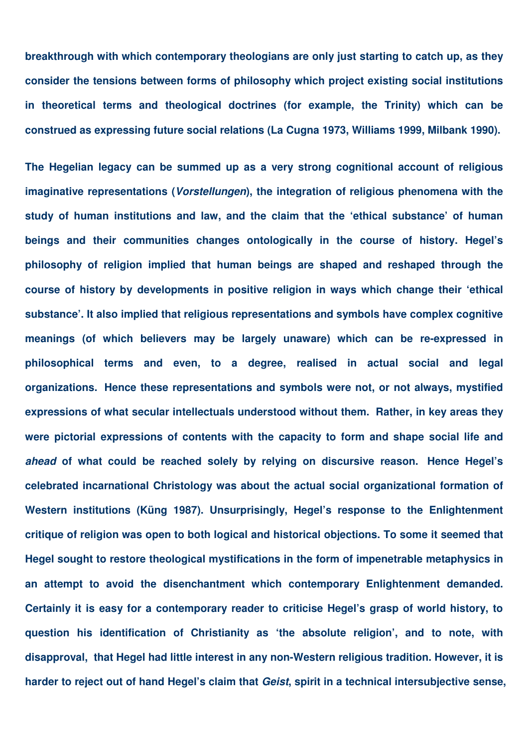breakthrough with which contemporary theologians are only just starting to catch up, as they consider the tensions between forms of philosophy which project existing social institutions in theoretical terms and theological doctrines (for example, the Trinity) which can be construed as expressing future social relations (La Cugna 1973, Williams 1999, Milbank 1990).

The Hegelian legacy can be summed up as a very strong cognitional account of religious imaginative representations (*Vorstellungen*), the integration of religious phenomena with the study of human institutions and law, and the claim that the 'ethical substance' of human beings and their communities changes ontologically in the course of history. Hegel's philosophy of religion implied that human beings are shaped and reshaped through the course of history by developments in positive religion in ways which change their 'ethical substance'. It also implied that religious representations and symbols have complex cognitive meanings (of which believers may be largely unaware) which can be re-expressed in philosophical terms and even, to a degree, realised in actual social and legal organizations. Hence these representations and symbols were not, or not always, mystified expressions of what secular intellectuals understood without them. Rather, in key areas they were pictorial expressions of contents with the capacity to form and shape social life and *ahead* of what could be reached solely by relying on discursive reason. Hence Hegel's celebrated incarnational Christology was about the actual social organizational formation of Western institutions (Küng 1987). Unsurprisingly, Hegel's response to the Enlightenment critique of religion was open to both logical and historical objections. To some it seemed that Hegel sought to restore theological mystifications in the form of impenetrable metaphysics in an attempt to avoid the disenchantment which contemporary Enlightenment demanded. Certainly it is easy for a contemporary reader to criticise Hegel's grasp of world history, to question his identification of Christianity as 'the absolute religion', and to note, with disapproval, that Hegel had little interest in any non-Western religious tradition. However, it is harder to reject out of hand Hegel's claim that *Geist*, spirit in a technical intersubjective sense,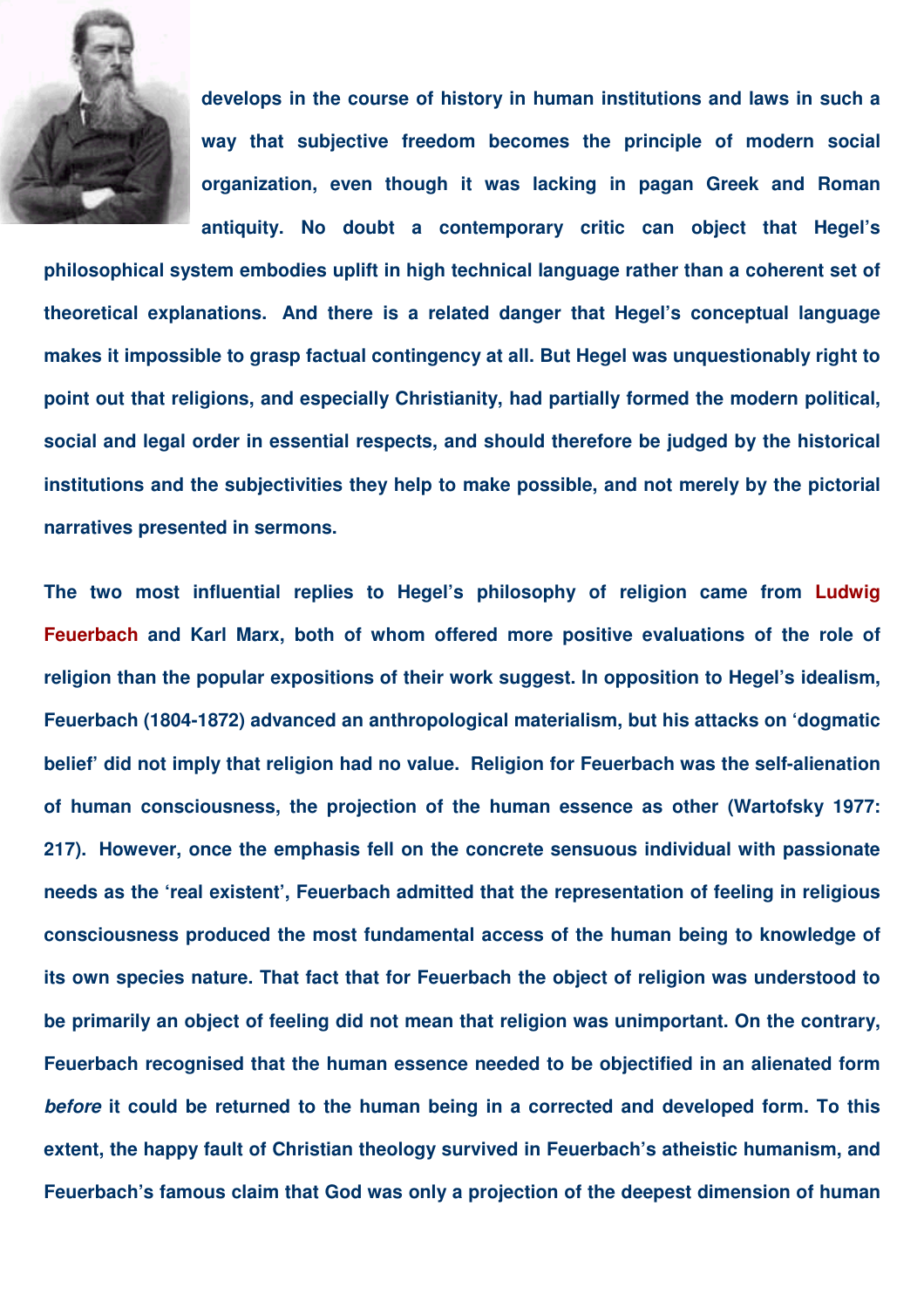develops in the course of history in human institutions and laws in such a way that subjective freedom becomes the principle of modern social organization, even though it was lacking in pagan Greek and Roman antiquity. No doubt a contemporary critic can object that Hegel's philosophical system embodies uplift in high technical language rather than a coherent set of theoretical explanations. And there is a related danger that Hegel's conceptual language makes it impossible to grasp factual contingency at all. But Hegel was unquestionably right to point out that religions, and especially Christianity, had partially formed the modern political, social and legal order in essential respects, and should therefore be judged by the historical institutions and the subjectivities they help to make possible, and not merely by the pictorial narratives presented in sermons.

The two most influential replies to Hegel's philosophy of religion came from Ludwig Feuerbach and Karl Marx, both of whom offered more positive evaluations of the role of religion than the popular expositions of their work suggest. In opposition to Hegel's idealism, Feuerbach (1804-1872) advanced an anthropological materialism, but his attacks on 'dogmatic belief' did not imply that religion had no value. Religion for Feuerbach was the self-alienation of human consciousness, the projection of the human essence as other (Wartofsky 1977: 217). However, once the emphasis fell on the concrete sensuous individual with passionate needs as the 'real existent', Feuerbach admitted that the representation of feeling in religious consciousness produced the most fundamental access of the human being to knowledge of its own species nature. That fact that for Feuerbach the object of religion was understood to be primarily an object of feeling did not mean that religion was unimportant. On the contrary, Feuerbach recognised that the human essence needed to be objectified in an alienated form *before* it could be returned to the human being in a corrected and developed form. To this extent, the happy fault of Christian theology survived in Feuerbach's atheistic humanism, and Feuerbach's famous claim that God was only a projection of the deepest dimension of human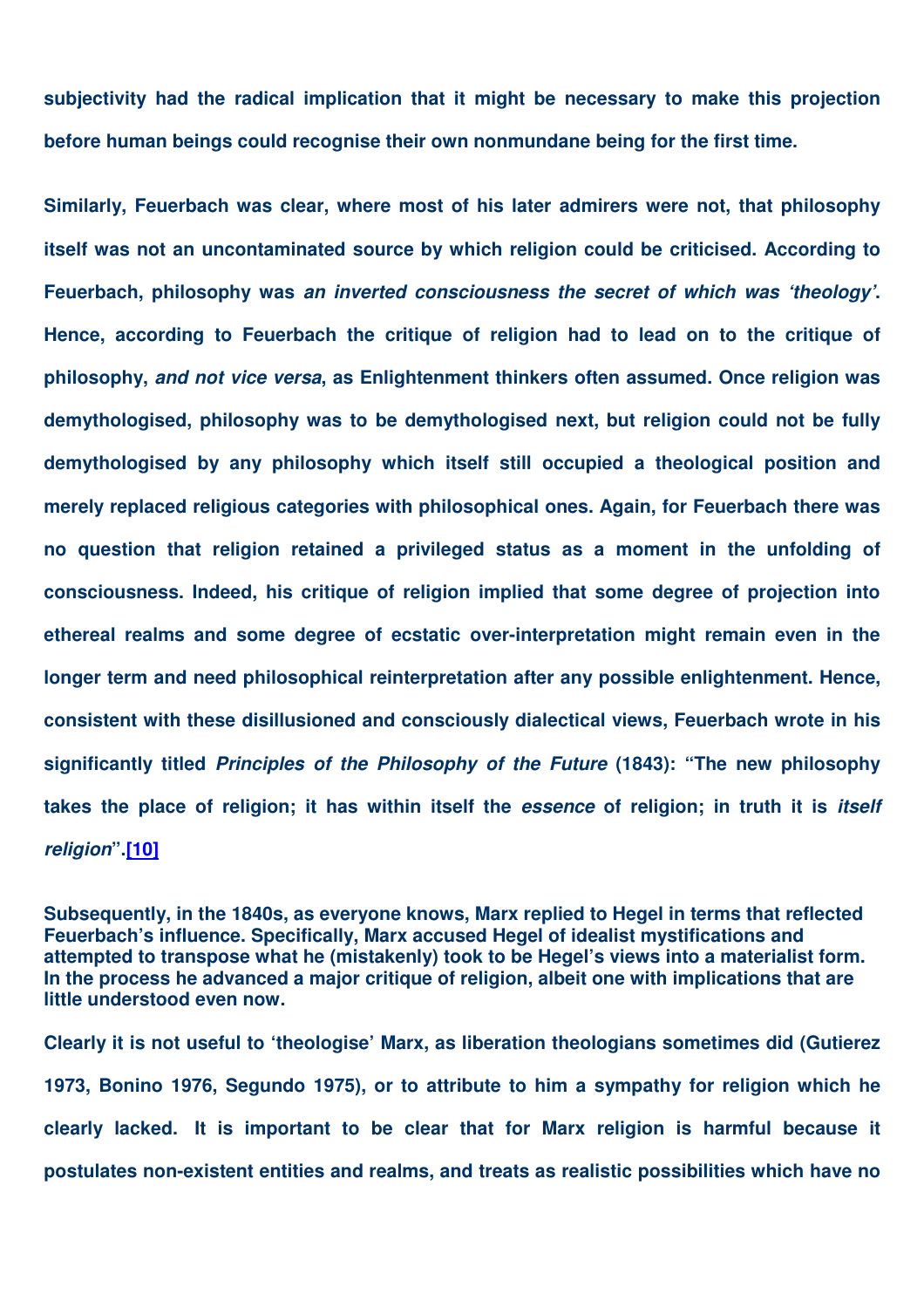subjectivity had the radical implication that it might be necessary to make this projection before human beings could recognise their own nonmundane being for the first time.

Similarly, Feuerbach was clear, where most of his later admirers were not, that philosophy itself was not an uncontaminated source by which religion could be criticised. According to Feuerbach, philosophy was *an inverted consciousness the secret of which was 'theology'*. Hence, according to Feuerbach the critique of religion had to lead on to the critique of philosophy, *and not vice versa*, as Enlightenment thinkers often assumed. Once religion was demythologised, philosophy was to be demythologised next, but religion could not be fully demythologised by any philosophy which itself still occupied a theological position and merely replaced religious categories with philosophical ones. Again, for Feuerbach there was no question that religion retained a privileged status as a moment in the unfolding of consciousness. Indeed, his critique of religion implied that some degree of projection into ethereal realms and some degree of ecstatic over-interpretation might remain even in the longer term and need philosophical reinterpretation after any possible enlightenment. Hence, consistent with these disillusioned and consciously dialectical views, Feuerbach wrote in his significantly titled *Principles of the Philosophy of the Future* (1843): "The new philosophy takes the place of religion; it has within itself the *essence* of religion; in truth it is *itself religion*".[10]

Subsequently, in the 1840s, as everyone knows, Marx replied to Hegel in terms that reflected Feuerbach's influence. Specifically, Marx accused Hegel of idealist mystifications and attempted to transpose what he (mistakenly) took to be Hegel's views into a materialist form. In the process he advanced a major critique of religion, albeit one with implications that are little understood even now.

Clearly it is not useful to 'theologise' Marx, as liberation theologians sometimes did (Gutierez 1973, Bonino 1976, Segundo 1975), or to attribute to him a sympathy for religion which he clearly lacked. It is important to be clear that for Marx religion is harmful because it postulates non-existent entities and realms, and treats as realistic possibilities which have no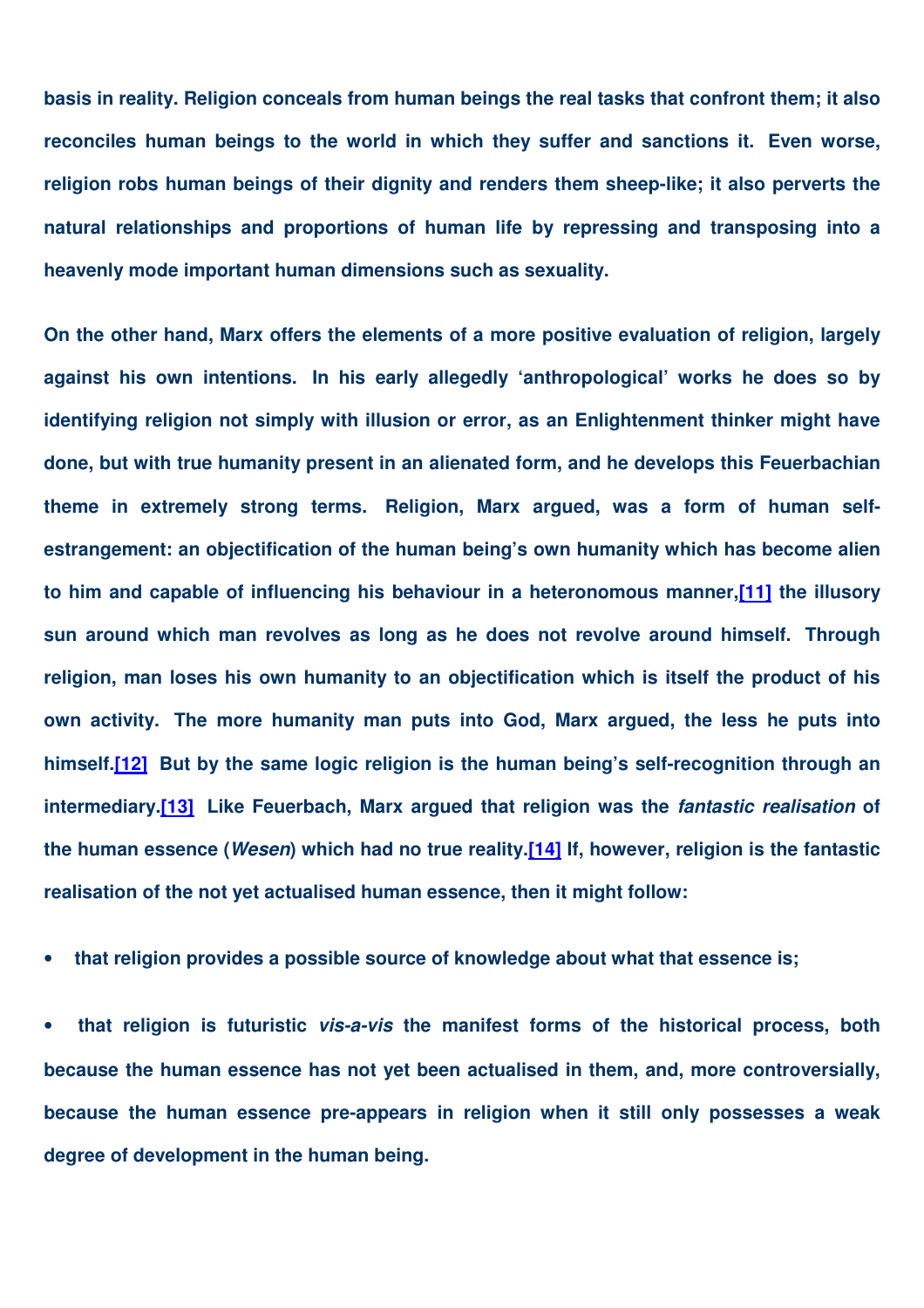basis in reality. Religion conceals from human beings the real tasks that confront them; it also reconciles human beings to the world in which they suffer and sanctions it. Even worse, religion robs human beings of their dignity and renders them sheep-like; it also perverts the natural relationships and proportions of human life by repressing and transposing into a heavenly mode important human dimensions such as sexuality.

On the other hand, Marx offers the elements of a more positive evaluation of religion, largely against his own intentions. In his early allegedly 'anthropological' works he does so by identifying religion not simply with illusion or error, as an Enlightenment thinker might have done, but with true humanity present in an alienated form, and he develops this Feuerbachian theme in extremely strong terms. Religion, Marx argued, was a form of human self-estrangement: an objectification of the human being's own humanity which has become alien to him and capable of influencing his behaviour in a heteronomous manner,[11] the illusory sun around which man revolves as long as he does not revolve around himself. Through religion, man loses his own humanity to an objectification which is itself the product of his own activity. The more humanity man puts into God, Marx argued, the less he puts into himself.[12] But by the same logic religion is the human being's self-recognition through an intermediary.[13] Like Feuerbach, Marx argued that religion was the *fantastic realisation* of the human essence (*Wesen*) which had no true reality.[14] If, however, religion is the fantastic realisation of the not yet actualised human essence, then it might follow:

- that religion provides a possible source of knowledge about what that essence is;
- that religion is futuristic *vis-a-vis* the manifest forms of the historical process, both because the human essence has not yet been actualised in them, and, more controversially, because the human essence pre-appears in religion when it still only possesses a weak degree of development in the human being.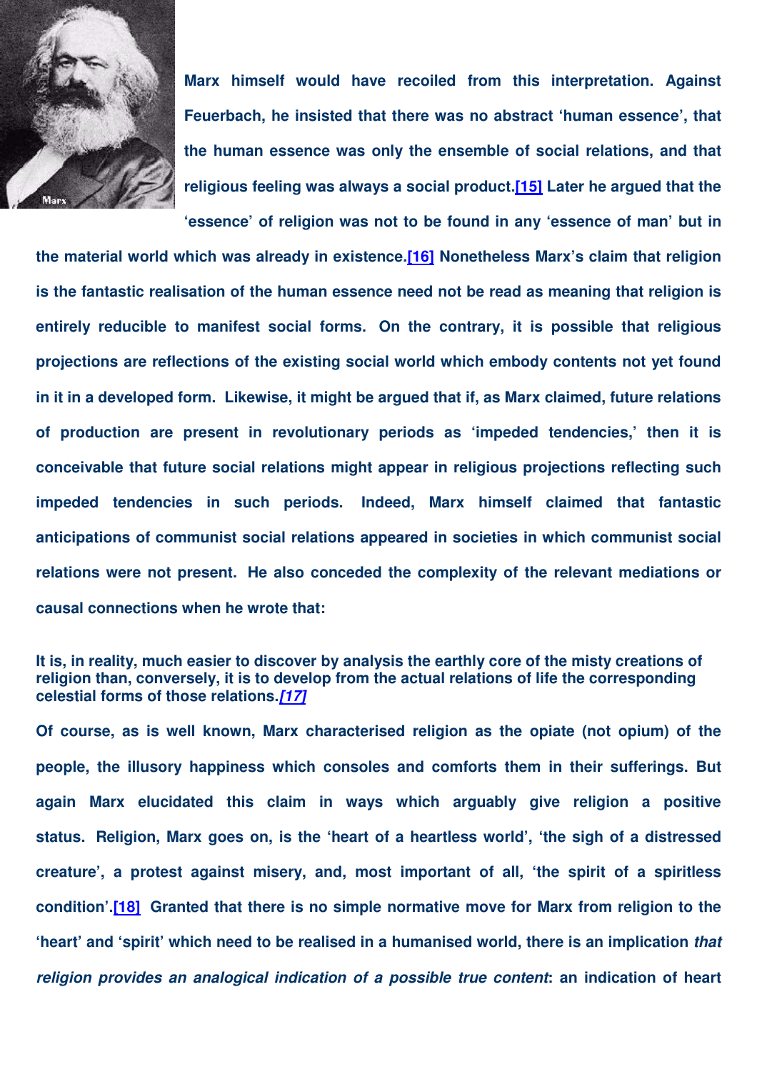Marx himself would have recoiled from this interpretation. Against Feuerbach, he insisted that there was no abstract 'human essence', that the human essence was only the ensemble of social relations, and that religious feeling was always a social product.[15] Later he argued that the 'essence' of religion was not to be found in any 'essence of man' but in the material world which was already in existence.[16] Nonetheless Marx's claim that religion is the fantastic realisation of the human essence need not be read as meaning that religion is entirely reducible to manifest social forms. On the contrary, it is possible that religious projections are reflections of the existing social world which embody contents not yet found in it in a developed form. Likewise, it might be argued that if, as Marx claimed, future relations of production are present in revolutionary periods as 'impeded tendencies,' then it is conceivable that future social relations might appear in religious projections reflecting such impeded tendencies in such periods. Indeed, Marx himself claimed that fantastic anticipations of communist social relations appeared in societies in which communist social relations were not present. He also conceded the complexity of the relevant mediations or causal connections when he wrote that:

> It is, in reality, much easier to discover by analysis the earthly core of the misty creations of religion than, conversely, it is to develop from the actual relations of life the corresponding celestial forms of those relations.*[17]*

Of course, as is well known, Marx characterised religion as the opiate (not opium) of the people, the illusory happiness which consoles and comforts them in their sufferings. But again Marx elucidated this claim in ways which arguably give religion a positive status. Religion, Marx goes on, is the 'heart of a heartless world', 'the sigh of a distressed creature', a protest against misery, and, most important of all, 'the spirit of a spiritless condition'.[18] Granted that there is no simple normative move for Marx from religion to the 'heart' and 'spirit' which need to be realised in a humanised world, there is an implication *that religion provides an analogical indication of a possible true content*: an indication of heart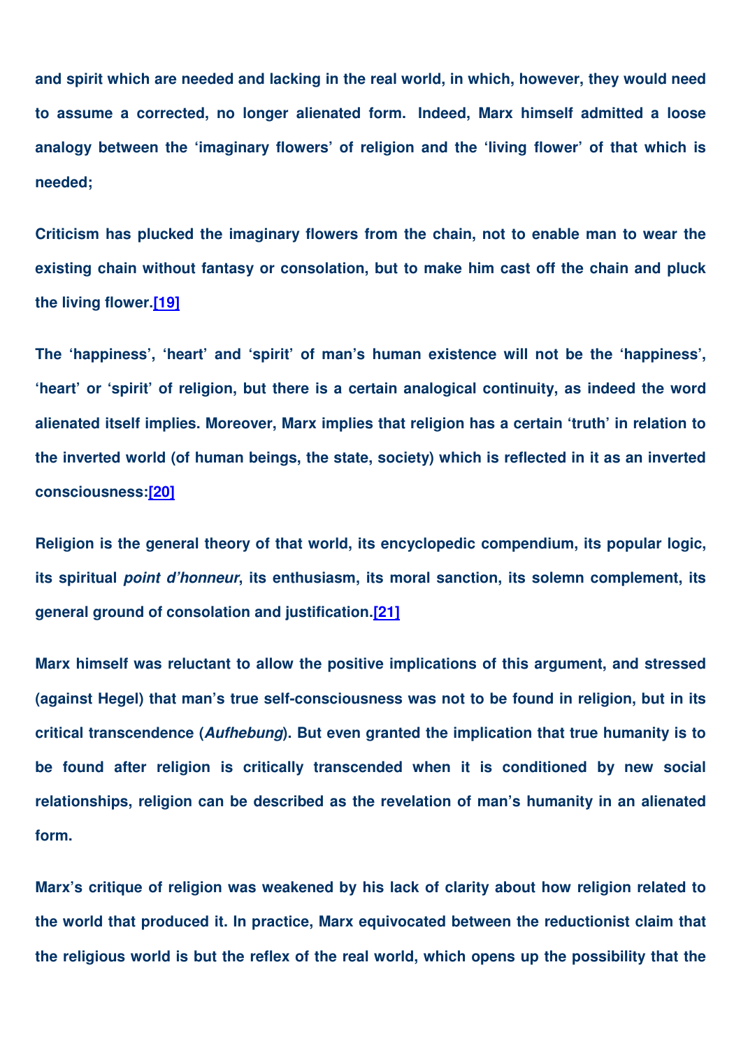and spirit which are needed and lacking in the real world, in which, however, they would need to assume a corrected, no longer alienated form. Indeed, Marx himself admitted a loose analogy between the 'imaginary flowers' of religion and the 'living flower' of that which is needed;

Criticism has plucked the imaginary flowers from the chain, not to enable man to wear the existing chain without fantasy or consolation, but to make him cast off the chain and pluck the living flower.[19]

The 'happiness', 'heart' and 'spirit' of man's human existence will not be the 'happiness', 'heart' or 'spirit' of religion, but there is a certain analogical continuity, as indeed the word alienated itself implies. Moreover, Marx implies that religion has a certain 'truth' in relation to the inverted world (of human beings, the state, society) which is reflected in it as an inverted consciousness:[20]

Religion is the general theory of that world, its encyclopedic compendium, its popular logic, its spiritual *point d'honneur*, its enthusiasm, its moral sanction, its solemn complement, its general ground of consolation and justification.[21]

Marx himself was reluctant to allow the positive implications of this argument, and stressed (against Hegel) that man's true self-consciousness was not to be found in religion, but in its critical transcendence (*Aufhebung*). But even granted the implication that true humanity is to be found after religion is critically transcended when it is conditioned by new social relationships, religion can be described as the revelation of man's humanity in an alienated form.

Marx's critique of religion was weakened by his lack of clarity about how religion related to the world that produced it. In practice, Marx equivocated between the reductionist claim that the religious world is but the reflex of the real world, which opens up the possibility that the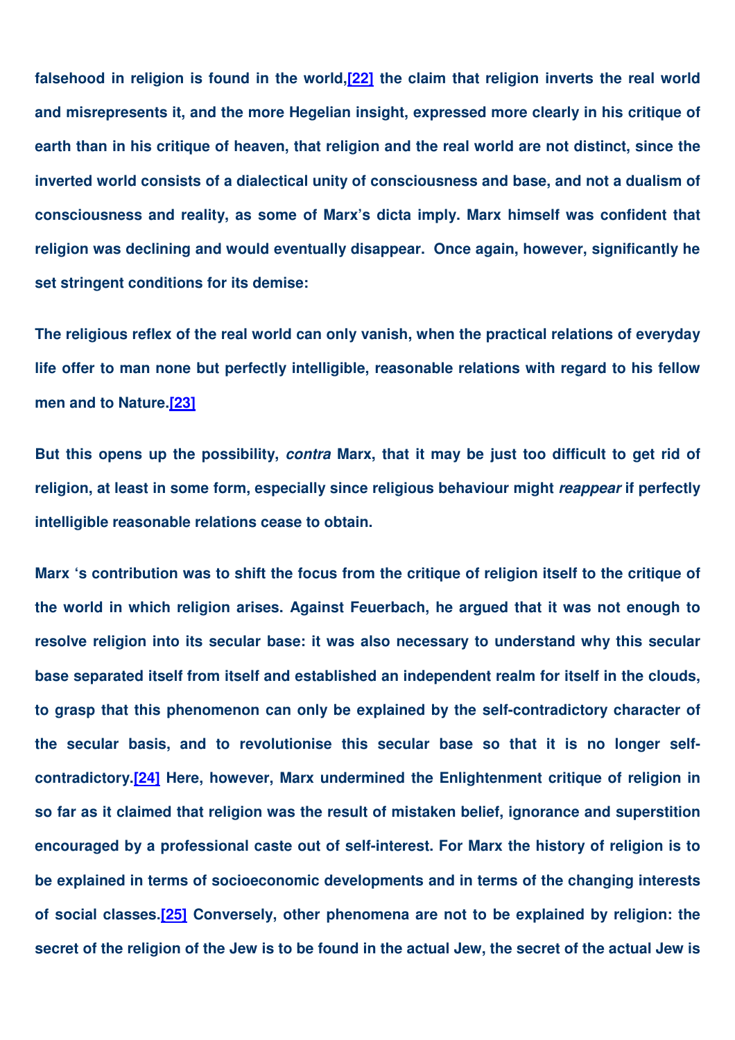falsehood in religion is found in the world,[22] the claim that religion inverts the real world and misrepresents it, and the more Hegelian insight, expressed more clearly in his critique of earth than in his critique of heaven, that religion and the real world are not distinct, since the inverted world consists of a dialectical unity of consciousness and base, and not a dualism of consciousness and reality, as some of Marx's dicta imply. Marx himself was confident that religion was declining and would eventually disappear. Once again, however, significantly he set stringent conditions for its demise:

The religious reflex of the real world can only vanish, when the practical relations of everyday life offer to man none but perfectly intelligible, reasonable relations with regard to his fellow men and to Nature.[23]

But this opens up the possibility, *contra* Marx, that it may be just too difficult to get rid of religion, at least in some form, especially since religious behaviour might *reappear* if perfectly intelligible reasonable relations cease to obtain.

Marx 's contribution was to shift the focus from the critique of religion itself to the critique of the world in which religion arises. Against Feuerbach, he argued that it was not enough to resolve religion into its secular base: it was also necessary to understand why this secular base separated itself from itself and established an independent realm for itself in the clouds, to grasp that this phenomenon can only be explained by the self-contradictory character of the secular basis, and to revolutionise this secular base so that it is no longer self-contradictory.[24] Here, however, Marx undermined the Enlightenment critique of religion in so far as it claimed that religion was the result of mistaken belief, ignorance and superstition encouraged by a professional caste out of self-interest. For Marx the history of religion is to be explained in terms of socioeconomic developments and in terms of the changing interests of social classes.[25] Conversely, other phenomena are not to be explained by religion: the secret of the religion of the Jew is to be found in the actual Jew, the secret of the actual Jew is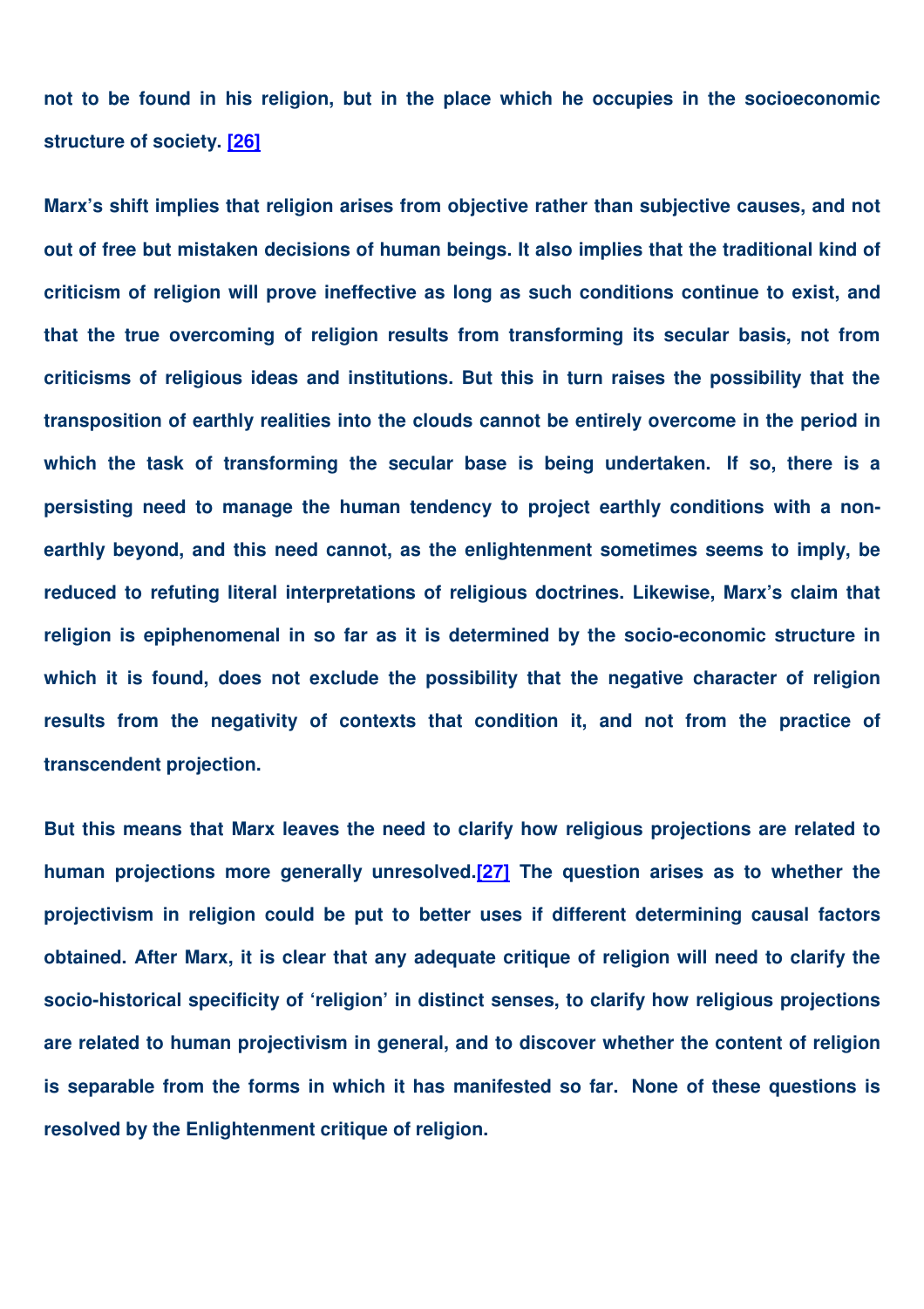not to be found in his religion, but in the place which he occupies in the socioeconomic structure of society. [26]

Marx's shift implies that religion arises from objective rather than subjective causes, and not out of free but mistaken decisions of human beings. It also implies that the traditional kind of criticism of religion will prove ineffective as long as such conditions continue to exist, and that the true overcoming of religion results from transforming its secular basis, not from criticisms of religious ideas and institutions. But this in turn raises the possibility that the transposition of earthly realities into the clouds cannot be entirely overcome in the period in which the task of transforming the secular base is being undertaken. If so, there is a persisting need to manage the human tendency to project earthly conditions with a non-earthly beyond, and this need cannot, as the enlightenment sometimes seems to imply, be reduced to refuting literal interpretations of religious doctrines. Likewise, Marx's claim that religion is epiphenomenal in so far as it is determined by the socio-economic structure in which it is found, does not exclude the possibility that the negative character of religion results from the negativity of contexts that condition it, and not from the practice of transcendent projection.

But this means that Marx leaves the need to clarify how religious projections are related to human projections more generally unresolved.[27] The question arises as to whether the projectivism in religion could be put to better uses if different determining causal factors obtained. After Marx, it is clear that any adequate critique of religion will need to clarify the socio-historical specificity of 'religion' in distinct senses, to clarify how religious projections are related to human projectivism in general, and to discover whether the content of religion is separable from the forms in which it has manifested so far. None of these questions is resolved by the Enlightenment critique of religion.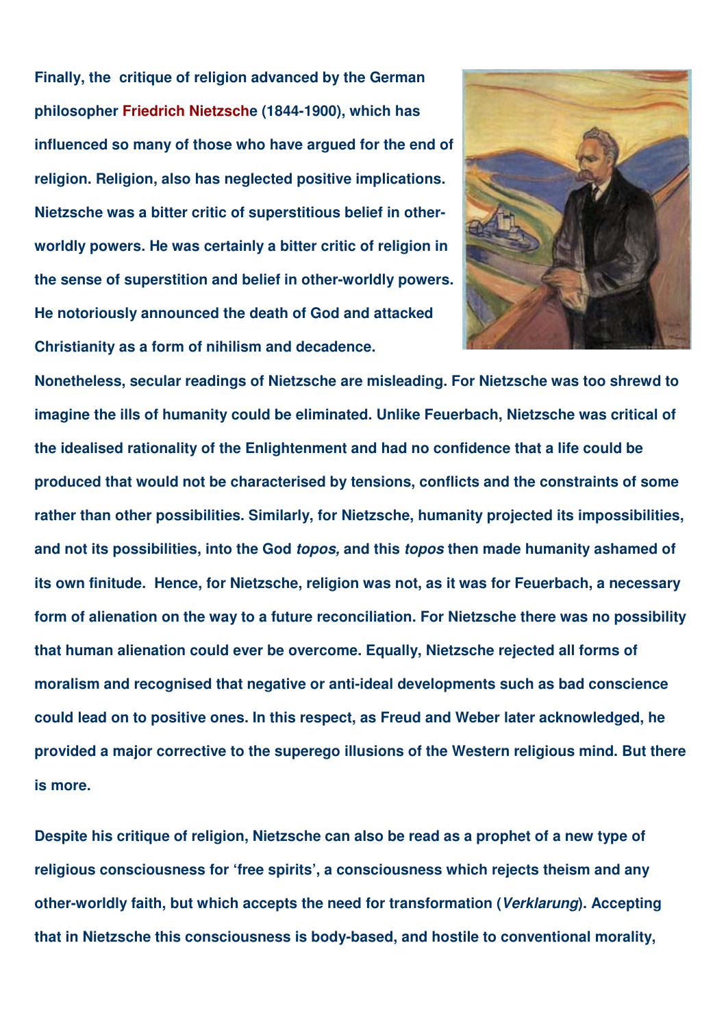**Finally, the critique of religion advanced by the German philosopher Friedrich Nietzsche (1844-1900), which has influenced so many of those who have argued for the end of religion. Religion, also has neglected positive implications. Nietzsche was a bitter critic of superstitious belief in other-worldly powers. He was certainly a bitter critic of religion in the sense of superstition and belief in other-worldly powers. He notoriously announced the death of God and attacked Christianity as a form of nihilism and decadence. Nonetheless, secular readings of Nietzsche are misleading. For Nietzsche was too shrewd to imagine the ills of humanity could be eliminated. Unlike Feuerbach, Nietzsche was critical of the idealised rationality of the Enlightenment and had no confidence that a life could be produced that would not be characterised by tensions, conflicts and the constraints of some rather than other possibilities. Similarly, for Nietzsche, humanity projected its impossibilities, and not its possibilities, into the God *topos,* and this *topos* then made humanity ashamed of its own finitude. Hence, for Nietzsche, religion was not, as it was for Feuerbach, a necessary form of alienation on the way to a future reconciliation. For Nietzsche there was no possibility that human alienation could ever be overcome. Equally, Nietzsche rejected all forms of moralism and recognised that negative or anti-ideal developments such as bad conscience could lead on to positive ones. In this respect, as Freud and Weber later acknowledged, he provided a major corrective to the superego illusions of the Western religious mind. But there is more.**

**Despite his critique of religion, Nietzsche can also be read as a prophet of a new type of religious consciousness for 'free spirits', a consciousness which rejects theism and any other-worldly faith, but which accepts the need for transformation (*Verklarung*). Accepting that in Nietzsche this consciousness is body-based, and hostile to conventional morality,**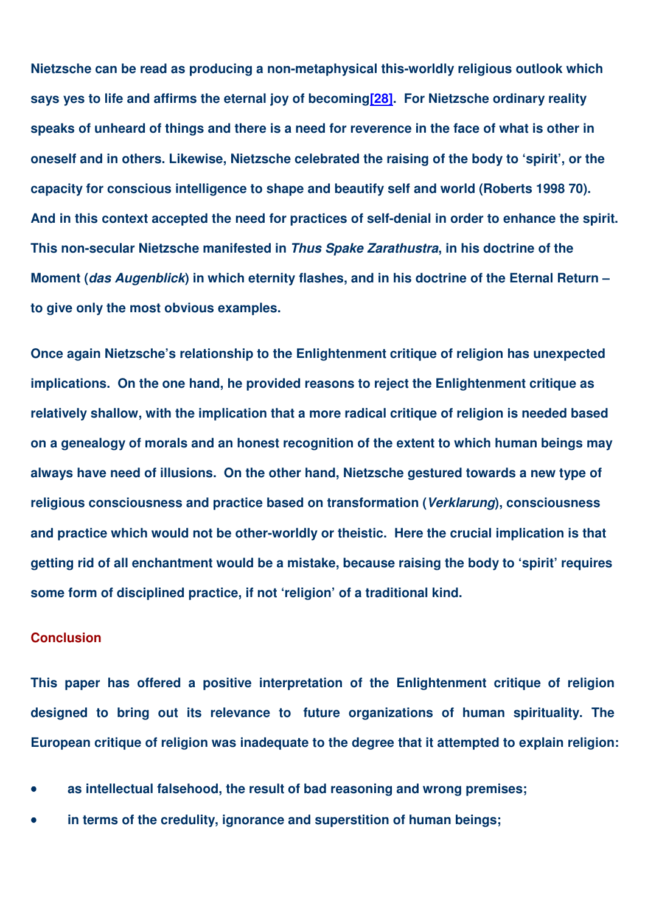Nietzsche can be read as producing a non-metaphysical this-worldly religious outlook which says yes to life and affirms the eternal joy of becoming[28]. For Nietzsche ordinary reality speaks of unheard of things and there is a need for reverence in the face of what is other in oneself and in others. Likewise, Nietzsche celebrated the raising of the body to 'spirit', or the capacity for conscious intelligence to shape and beautify self and world (Roberts 1998 70). And in this context accepted the need for practices of self-denial in order to enhance the spirit. This non-secular Nietzsche manifested in *Thus Spake Zarathustra*, in his doctrine of the Moment (*das Augenblick*) in which eternity flashes, and in his doctrine of the Eternal Return – to give only the most obvious examples.

Once again Nietzsche's relationship to the Enlightenment critique of religion has unexpected implications. On the one hand, he provided reasons to reject the Enlightenment critique as relatively shallow, with the implication that a more radical critique of religion is needed based on a genealogy of morals and an honest recognition of the extent to which human beings may always have need of illusions. On the other hand, Nietzsche gestured towards a new type of religious consciousness and practice based on transformation (*Verklarung*), consciousness and practice which would not be other-worldly or theistic. Here the crucial implication is that getting rid of all enchantment would be a mistake, because raising the body to 'spirit' requires some form of disciplined practice, if not 'religion' of a traditional kind.

## Conclusion

This paper has offered a positive interpretation of the Enlightenment critique of religion designed to bring out its relevance to future organizations of human spirituality. The European critique of religion was inadequate to the degree that it attempted to explain religion:

- as intellectual falsehood, the result of bad reasoning and wrong premises;
- in terms of the credulity, ignorance and superstition of human beings;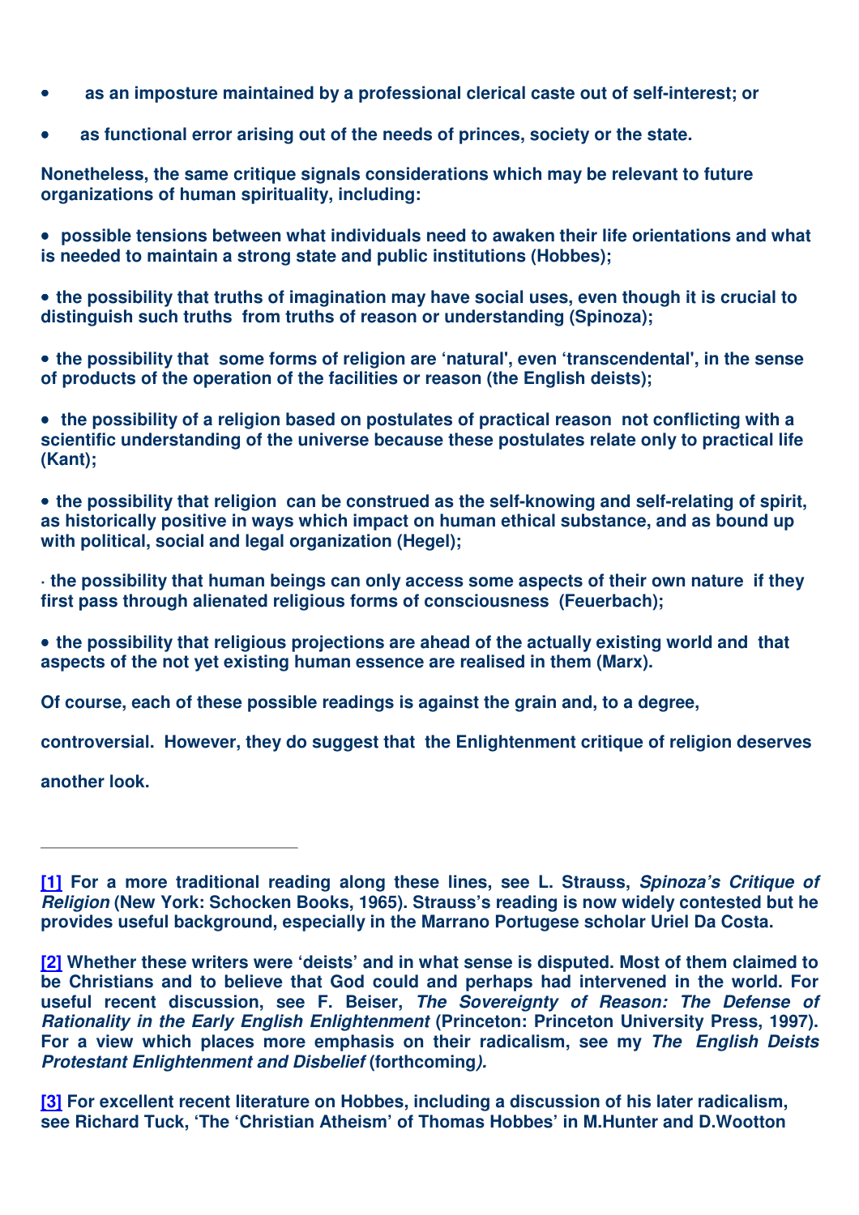- as an imposture maintained by a professional clerical caste out of self-interest; or
- as functional error arising out of the needs of princes, society or the state.

**Nonetheless, the same critique signals considerations which may be relevant to future organizations of human spirituality, including:**

- **possible tensions between what individuals need to awaken their life orientations and what is needed to maintain a strong state and public institutions (Hobbes);**
- **the possibility that truths of imagination may have social uses, even though it is crucial to distinguish such truths from truths of reason or understanding (Spinoza);**
- **the possibility that some forms of religion are 'natural', even 'transcendental', in the sense of products of the operation of the facilities or reason (the English deists);**
- **the possibility of a religion based on postulates of practical reason not conflicting with a scientific understanding of the universe because these postulates relate only to practical life (Kant);**
- **the possibility that religion can be construed as the self-knowing and self-relating of spirit, as historically positive in ways which impact on human ethical substance, and as bound up with political, social and legal organization (Hegel);**
- **the possibility that human beings can only access some aspects of their own nature if they first pass through alienated religious forms of consciousness (Feuerbach);**
- **the possibility that religious projections are ahead of the actually existing world and that aspects of the not yet existing human essence are realised in them (Marx).**

**Of course, each of these possible readings is against the grain and, to a degree, controversial. However, they do suggest that the Enlightenment critique of religion deserves another look.**

---

**[1] For a more traditional reading along these lines, see L. Strauss, *Spinoza's Critique of Religion* (New York: Schocken Books, 1965). Strauss's reading is now widely contested but he provides useful background, especially in the Marrano Portugese scholar Uriel Da Costa.**

**[2] Whether these writers were 'deists' and in what sense is disputed. Most of them claimed to be Christians and to believe that God could and perhaps had intervened in the world. For useful recent discussion, see F. Beiser, *The Sovereignty of Reason: The Defense of Rationality in the Early English Enlightenment* (Princeton: Princeton University Press, 1997). For a view which places more emphasis on their radicalism, see my *The English Deists Protestant Enlightenment and Disbelief* (forthcoming*).***

**[3] For excellent recent literature on Hobbes, including a discussion of his later radicalism, see Richard Tuck, 'The 'Christian Atheism' of Thomas Hobbes' in M.Hunter and D.Wootton**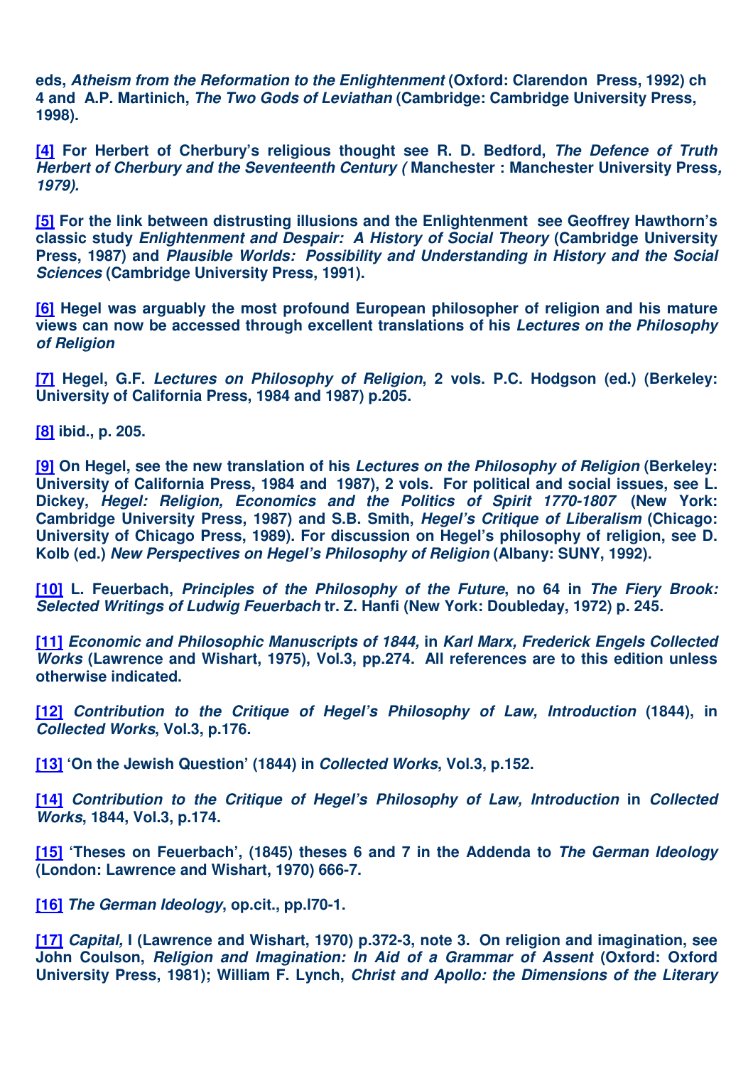eds, ***Atheism from the Reformation to the Enlightenment*** **(Oxford: Clarendon Press, 1992) ch 4 and A.P. Martinich, *The Two Gods of Leviathan* (Cambridge: Cambridge University Press, 1998).**

**[4] For Herbert of Cherbury's religious thought see R. D. Bedford, *The Defence of Truth Herbert of Cherbury and the Seventeenth Century (* Manchester : Manchester University Press*, 1979).***

**[5] For the link between distrusting illusions and the Enlightenment see Geoffrey Hawthorn's classic study *Enlightenment and Despair: A History of Social Theory* (Cambridge University Press, 1987) and *Plausible Worlds: Possibility and Understanding in History and the Social Sciences* (Cambridge University Press, 1991).**

**[6] Hegel was arguably the most profound European philosopher of religion and his mature views can now be accessed through excellent translations of his *Lectures on the Philosophy of Religion***

**[7] Hegel, G.F. *Lectures on Philosophy of Religion*, 2 vols. P.C. Hodgson (ed.) (Berkeley: University of California Press, 1984 and 1987) p.205.**

**[8] ibid., p. 205.**

**[9] On Hegel, see the new translation of his *Lectures on the Philosophy of Religion* (Berkeley: University of California Press, 1984 and 1987), 2 vols. For political and social issues, see L. Dickey, *Hegel: Religion, Economics and the Politics of Spirit 1770-1807* (New York: Cambridge University Press, 1987) and S.B. Smith, *Hegel's Critique of Liberalism* (Chicago: University of Chicago Press, 1989). For discussion on Hegel's philosophy of religion, see D. Kolb (ed.) *New Perspectives on Hegel's Philosophy of Religion* (Albany: SUNY, 1992).**

**[10] L. Feuerbach, *Principles of the Philosophy of the Future*, no 64 in *The Fiery Brook: Selected Writings of Ludwig Feuerbach* tr. Z. Hanfi (New York: Doubleday, 1972) p. 245.**

**[11] *Economic and Philosophic Manuscripts of 1844,* in *Karl Marx, Frederick Engels Collected Works* (Lawrence and Wishart, 1975), Vol.3, pp.274. All references are to this edition unless otherwise indicated.**

**[12] *Contribution to the Critique of Hegel's Philosophy of Law, Introduction* (1844), in *Collected Works*, Vol.3, p.176.**

**[13] 'On the Jewish Question' (1844) in *Collected Works*, Vol.3, p.152.**

**[14] *Contribution to the Critique of Hegel's Philosophy of Law, Introduction* in *Collected Works*, 1844, Vol.3, p.174.**

**[15] 'Theses on Feuerbach', (1845) theses 6 and 7 in the Addenda to *The German Ideology* (London: Lawrence and Wishart, 1970) 666-7.**

**[16] *The German Ideology*, op.cit., pp.l70-1.**

**[17] *Capital,* I (Lawrence and Wishart, 1970) p.372-3, note 3. On religion and imagination, see John Coulson, *Religion and Imagination: In Aid of a Grammar of Assent* (Oxford: Oxford University Press, 1981); William F. Lynch, *Christ and Apollo: the Dimensions of the Literary***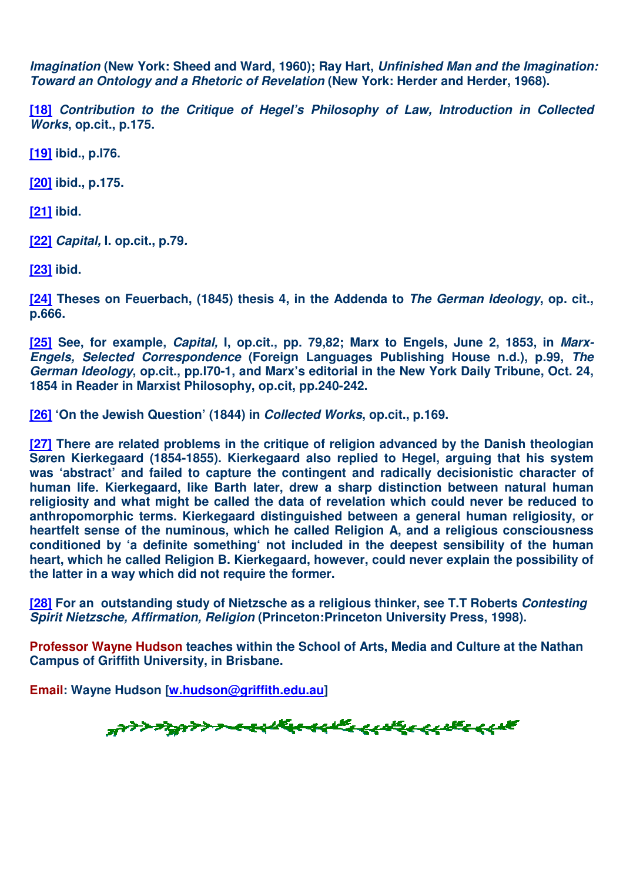*Imagination* (New York: Sheed and Ward, 1960); Ray Hart, *Unfinished Man and the Imagination: Toward an Ontology and a Rhetoric of Revelation* (New York: Herder and Herder, 1968).

[18] *Contribution to the Critique of Hegel's Philosophy of Law, Introduction in Collected Works*, op.cit., p.175.

[19] ibid., p.l76.

[20] ibid., p.175.

[21] ibid.

[22] *Capital,* I. op.cit., p.79.

[23] ibid.

[24] Theses on Feuerbach, (1845) thesis 4, in the Addenda to *The German Ideology*, op. cit., p.666.

[25] See, for example, *Capital,* I, op.cit., pp. 79,82; Marx to Engels, June 2, 1853, in *Marx-Engels, Selected Correspondence* (Foreign Languages Publishing House n.d.), p.99, *The German Ideology*, op.cit., pp.l70-1, and Marx's editorial in the New York Daily Tribune, Oct. 24, 1854 in Reader in Marxist Philosophy, op.cit, pp.240-242.

[26] 'On the Jewish Question' (1844) in *Collected Works*, op.cit., p.169.

[27] There are related problems in the critique of religion advanced by the Danish theologian Søren Kierkegaard (1854-1855). Kierkegaard also replied to Hegel, arguing that his system was 'abstract' and failed to capture the contingent and radically decisionistic character of human life. Kierkegaard, like Barth later, drew a sharp distinction between natural human religiosity and what might be called the data of revelation which could never be reduced to anthropomorphic terms. Kierkegaard distinguished between a general human religiosity, or heartfelt sense of the numinous, which he called Religion A, and a religious consciousness conditioned by 'a definite something' not included in the deepest sensibility of the human heart, which he called Religion B. Kierkegaard, however, could never explain the possibility of the latter in a way which did not require the former.

[28] For an outstanding study of Nietzsche as a religious thinker, see T.T Roberts *Contesting Spirit Nietzsche, Affirmation, Religion* (Princeton:Princeton University Press, 1998).

**Professor Wayne Hudson** teaches within the School of Arts, Media and Culture at the Nathan Campus of Griffith University, in Brisbane.

**Email**: Wayne Hudson [w.hudson@griffith.edu.au]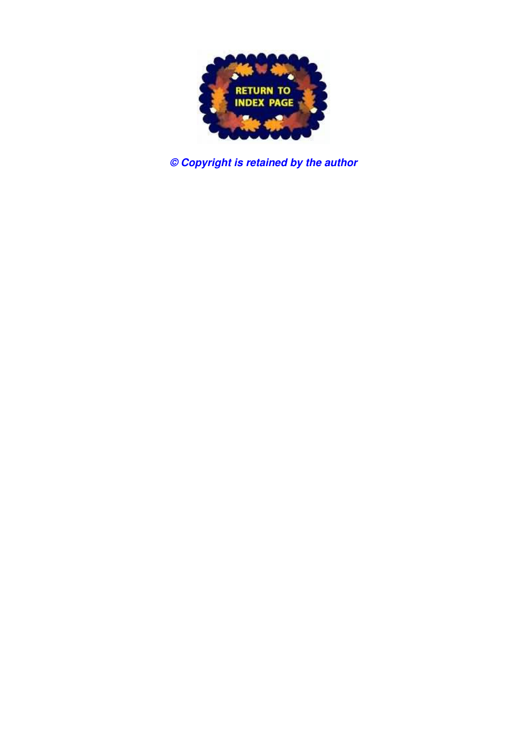***© Copyright is retained by the author***